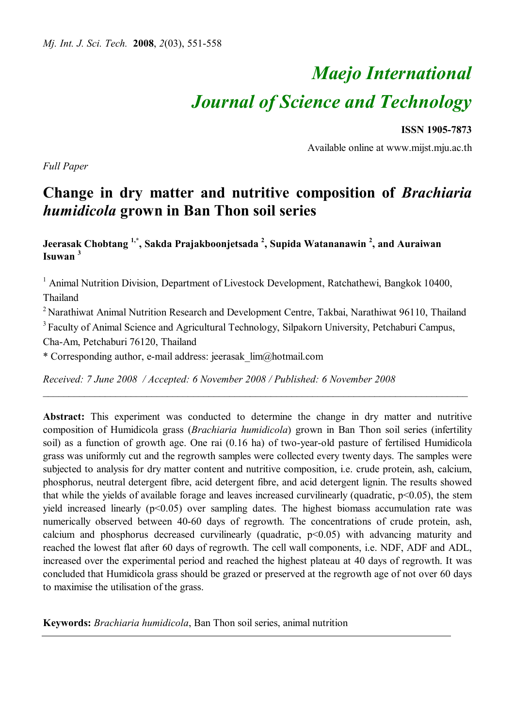# *Maejo International Journal of Science and Technology*

**ISSN 1905-7873**

Available online at www.mijst.mju.ac.th

*Full Paper*

## Change in dry matter and nutritive composition of *Brachiaria humidicola* grown in Ban Thon soil series

**Jeerasak Chobtang [1,*], Sakda Prajakboonjetsada [2], Supida Watananawin [2], and Auraiwan Isuwan [3]**

[1] Animal Nutrition Division, Department of Livestock Development, Ratchathewi, Bangkok 10400, Thailand

[2] Narathiwat Animal Nutrition Research and Development Centre, Takbai, Narathiwat 96110, Thailand

[3] Faculty of Animal Science and Agricultural Technology, Silpakorn University, Petchaburi Campus, Cha-Am, Petchaburi 76120, Thailand

\* Corresponding author, e-mail address: jeerasak_lim@hotmail.com

*Received: 7 June 2008 / Accepted: 6 November 2008 / Published: 6 November 2008*

---

**Abstract:** This experiment was conducted to determine the change in dry matter and nutritive composition of Humidicola grass (*Brachiaria humidicola*) grown in Ban Thon soil series (infertility soil) as a function of growth age. One rai (0.16 ha) of two-year-old pasture of fertilised Humidicola grass was uniformly cut and the regrowth samples were collected every twenty days. The samples were subjected to analysis for dry matter content and nutritive composition, i.e. crude protein, ash, calcium, phosphorus, neutral detergent fibre, acid detergent fibre, and acid detergent lignin. The results showed that while the yields of available forage and leaves increased curvilinearly (quadratic, $p<0.05$), the stem yield increased linearly ($p<0.05$) over sampling dates. The highest biomass accumulation rate was numerically observed between 40-60 days of regrowth. The concentrations of crude protein, ash, calcium and phosphorus decreased curvilinearly (quadratic, $p<0.05$) with advancing maturity and reached the lowest flat after 60 days of regrowth. The cell wall components, i.e. NDF, ADF and ADL, increased over the experimental period and reached the highest plateau at 40 days of regrowth. It was concluded that Humidicola grass should be grazed or preserved at the regrowth age of not over 60 days to maximise the utilisation of the grass.

**Keywords:** *Brachiaria humidicola*, Ban Thon soil series, animal nutrition

---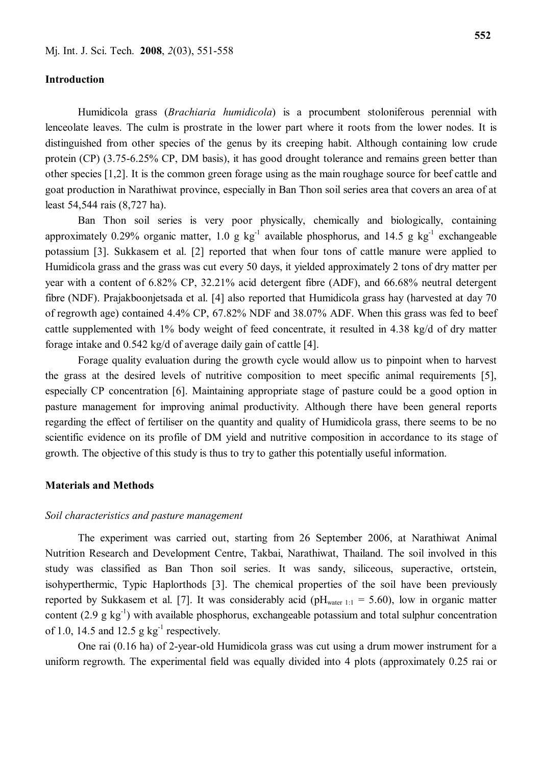## Introduction

Humidicola grass (*Brachiaria humidicola*) is a procumbent stoloniferous perennial with lenceolate leaves. The culm is prostrate in the lower part where it roots from the lower nodes. It is distinguished from other species of the genus by its creeping habit. Although containing low crude protein (CP) (3.75-6.25% CP, DM basis), it has good drought tolerance and remains green better than other species [1,2]. It is the common green forage using as the main roughage source for beef cattle and goat production in Narathiwat province, especially in Ban Thon soil series area that covers an area of at least 54,544 rais (8,727 ha).

Ban Thon soil series is very poor physically, chemically and biologically, containing approximately 0.29% organic matter, 1.0 g $kg^{-1}$ available phosphorus, and 14.5 g $kg^{-1}$ exchangeable potassium [3]. Sukkasem et al. [2] reported that when four tons of cattle manure were applied to Humidicola grass and the grass was cut every 50 days, it yielded approximately 2 tons of dry matter per year with a content of 6.82% CP, 32.21% acid detergent fibre (ADF), and 66.68% neutral detergent fibre (NDF). Prajakboonjetsada et al. [4] also reported that Humidicola grass hay (harvested at day 70 of regrowth age) contained 4.4% CP, 67.82% NDF and 38.07% ADF. When this grass was fed to beef cattle supplemented with 1% body weight of feed concentrate, it resulted in 4.38 kg/d of dry matter forage intake and 0.542 kg/d of average daily gain of cattle [4].

Forage quality evaluation during the growth cycle would allow us to pinpoint when to harvest the grass at the desired levels of nutritive composition to meet specific animal requirements [5], especially CP concentration [6]. Maintaining appropriate stage of pasture could be a good option in pasture management for improving animal productivity. Although there have been general reports regarding the effect of fertiliser on the quantity and quality of Humidicola grass, there seems to be no scientific evidence on its profile of DM yield and nutritive composition in accordance to its stage of growth. The objective of this study is thus to try to gather this potentially useful information.

## Materials and Methods

### *Soil characteristics and pasture management*

The experiment was carried out, starting from 26 September 2006, at Narathiwat Animal Nutrition Research and Development Centre, Takbai, Narathiwat, Thailand. The soil involved in this study was classified as Ban Thon soil series. It was sandy, siliceous, superactive, ortstein, isohyperthermic, Typic Haplorthods [3]. The chemical properties of the soil have been previously reported by Sukkasem et al. [7]. It was considerably acid ($pH_{water\ 1:1}$ = 5.60), low in organic matter content (2.9 g $kg^{-1}$) with available phosphorus, exchangeable potassium and total sulphur concentration of 1.0, 14.5 and 12.5 g $kg^{-1}$ respectively.

One rai (0.16 ha) of 2-year-old Humidicola grass was cut using a drum mower instrument for a uniform regrowth. The experimental field was equally divided into 4 plots (approximately 0.25 rai or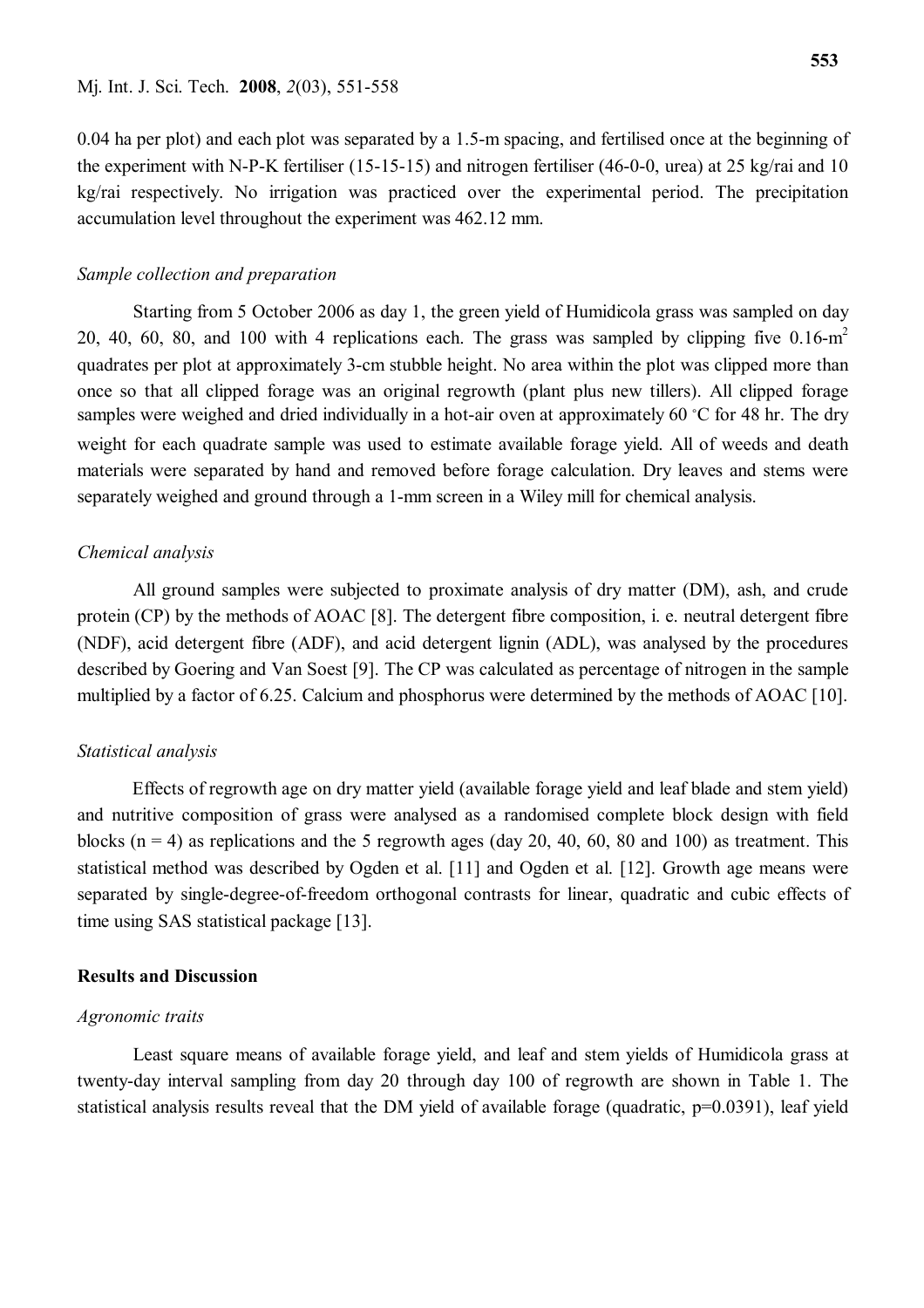0.04 ha per plot) and each plot was separated by a 1.5-m spacing, and fertilised once at the beginning of the experiment with N-P-K fertiliser (15-15-15) and nitrogen fertiliser (46-0-0, urea) at 25 kg/rai and 10 kg/rai respectively. No irrigation was practiced over the experimental period. The precipitation accumulation level throughout the experiment was 462.12 mm.

### *Sample collection and preparation*

Starting from 5 October 2006 as day 1, the green yield of Humidicola grass was sampled on day 20, 40, 60, 80, and 100 with 4 replications each. The grass was sampled by clipping five 0.16-$m^2$ quadrates per plot at approximately 3-cm stubble height. No area within the plot was clipped more than once so that all clipped forage was an original regrowth (plant plus new tillers). All clipped forage samples were weighed and dried individually in a hot-air oven at approximately 60 °C for 48 hr. The dry weight for each quadrate sample was used to estimate available forage yield. All of weeds and death materials were separated by hand and removed before forage calculation. Dry leaves and stems were separately weighed and ground through a 1-mm screen in a Wiley mill for chemical analysis.

### *Chemical analysis*

All ground samples were subjected to proximate analysis of dry matter (DM), ash, and crude protein (CP) by the methods of AOAC [8]. The detergent fibre composition, i. e. neutral detergent fibre (NDF), acid detergent fibre (ADF), and acid detergent lignin (ADL), was analysed by the procedures described by Goering and Van Soest [9]. The CP was calculated as percentage of nitrogen in the sample multiplied by a factor of 6.25. Calcium and phosphorus were determined by the methods of AOAC [10].

### *Statistical analysis*

Effects of regrowth age on dry matter yield (available forage yield and leaf blade and stem yield) and nutritive composition of grass were analysed as a randomised complete block design with field blocks ($n = 4$) as replications and the 5 regrowth ages (day 20, 40, 60, 80 and 100) as treatment. This statistical method was described by Ogden et al. [11] and Ogden et al. [12]. Growth age means were separated by single-degree-of-freedom orthogonal contrasts for linear, quadratic and cubic effects of time using SAS statistical package [13].

## **Results and Discussion**

### *Agronomic traits*

Least square means of available forage yield, and leaf and stem yields of Humidicola grass at twenty-day interval sampling from day 20 through day 100 of regrowth are shown in Table 1. The statistical analysis results reveal that the DM yield of available forage (quadratic, $p=0.0391$), leaf yield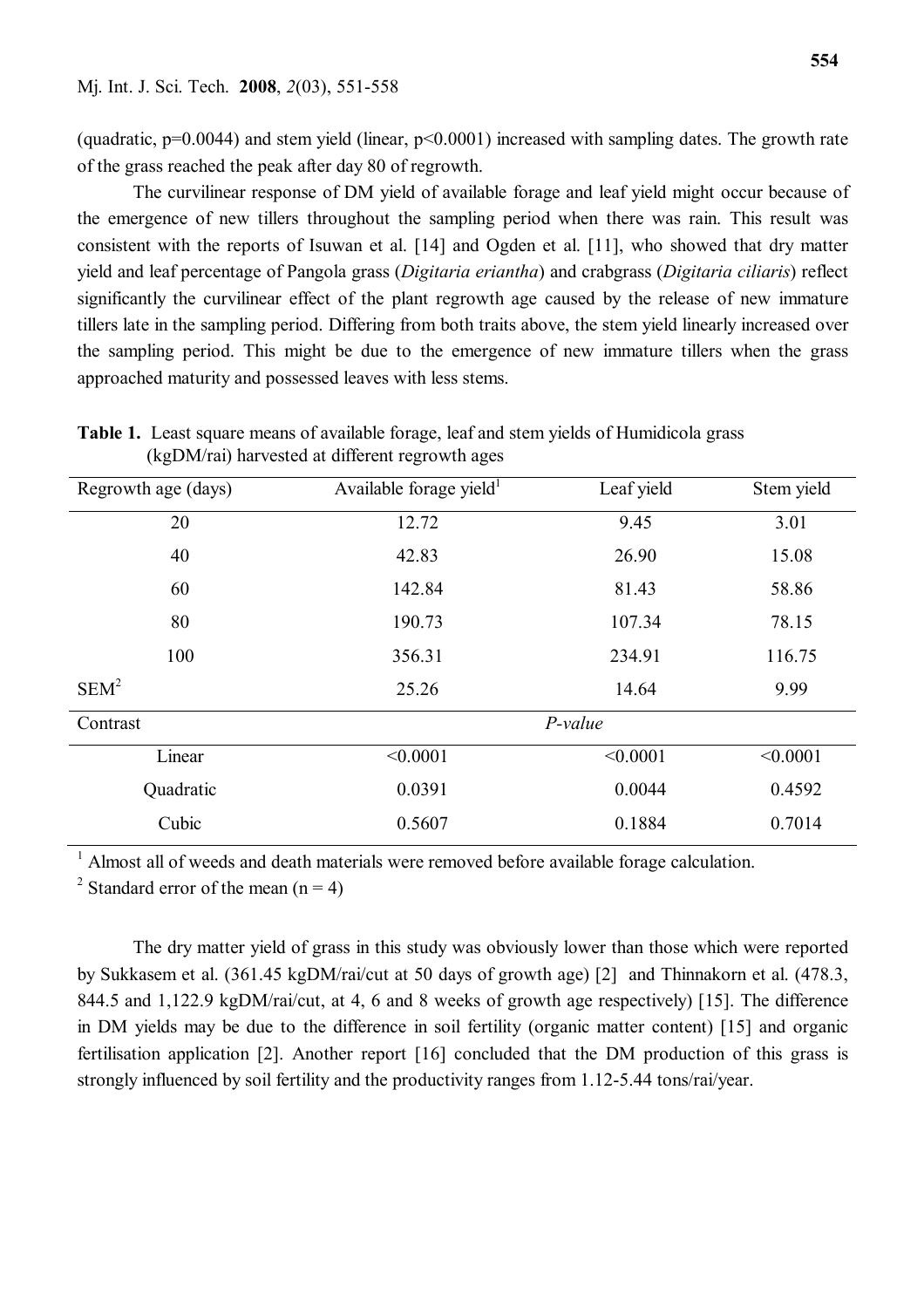(quadratic, $p=0.0044$) and stem yield (linear, $p<0.0001$) increased with sampling dates. The growth rate of the grass reached the peak after day 80 of regrowth.

The curvilinear response of DM yield of available forage and leaf yield might occur because of the emergence of new tillers throughout the sampling period when there was rain. This result was consistent with the reports of Isuwan et al. [14] and Ogden et al. [11], who showed that dry matter yield and leaf percentage of Pangola grass (*Digitaria eriantha*) and crabgrass (*Digitaria ciliaris*) reflect significantly the curvilinear effect of the plant regrowth age caused by the release of new immature tillers late in the sampling period. Differing from both traits above, the stem yield linearly increased over the sampling period. This might be due to the emergence of new immature tillers when the grass approached maturity and possessed leaves with less stems.

**Table 1.** Least square means of available forage, leaf and stem yields of Humidicola grass (kgDM/rai) harvested at different regrowth ages

| Regrowth age (days) | Available forage yield[1] | Leaf yield | Stem yield |
|---|---|---|---|
| 20 | 12.72 | 9.45 | 3.01 |
| 40 | 42.83 | 26.90 | 15.08 |
| 60 | 142.84 | 81.43 | 58.86 |
| 80 | 190.73 | 107.34 | 78.15 |
| 100 | 356.31 | 234.91 | 116.75 |
| SEM[2] | 25.26 | 14.64 | 9.99 |
| Contrast | | *P-value* | |
| Linear | <0.0001 | <0.0001 | <0.0001 |
| Quadratic | 0.0391 | 0.0044 | 0.4592 |
| Cubic | 0.5607 | 0.1884 | 0.7014 |

[1] Almost all of weeds and death materials were removed before available forage calculation.

[2] Standard error of the mean ($n = 4$)

The dry matter yield of grass in this study was obviously lower than those which were reported by Sukkasem et al. (361.45 kgDM/rai/cut at 50 days of growth age) [2] and Thinnakorn et al. (478.3, 844.5 and 1,122.9 kgDM/rai/cut, at 4, 6 and 8 weeks of growth age respectively) [15]. The difference in DM yields may be due to the difference in soil fertility (organic matter content) [15] and organic fertilisation application [2]. Another report [16] concluded that the DM production of this grass is strongly influenced by soil fertility and the productivity ranges from 1.12-5.44 tons/rai/year.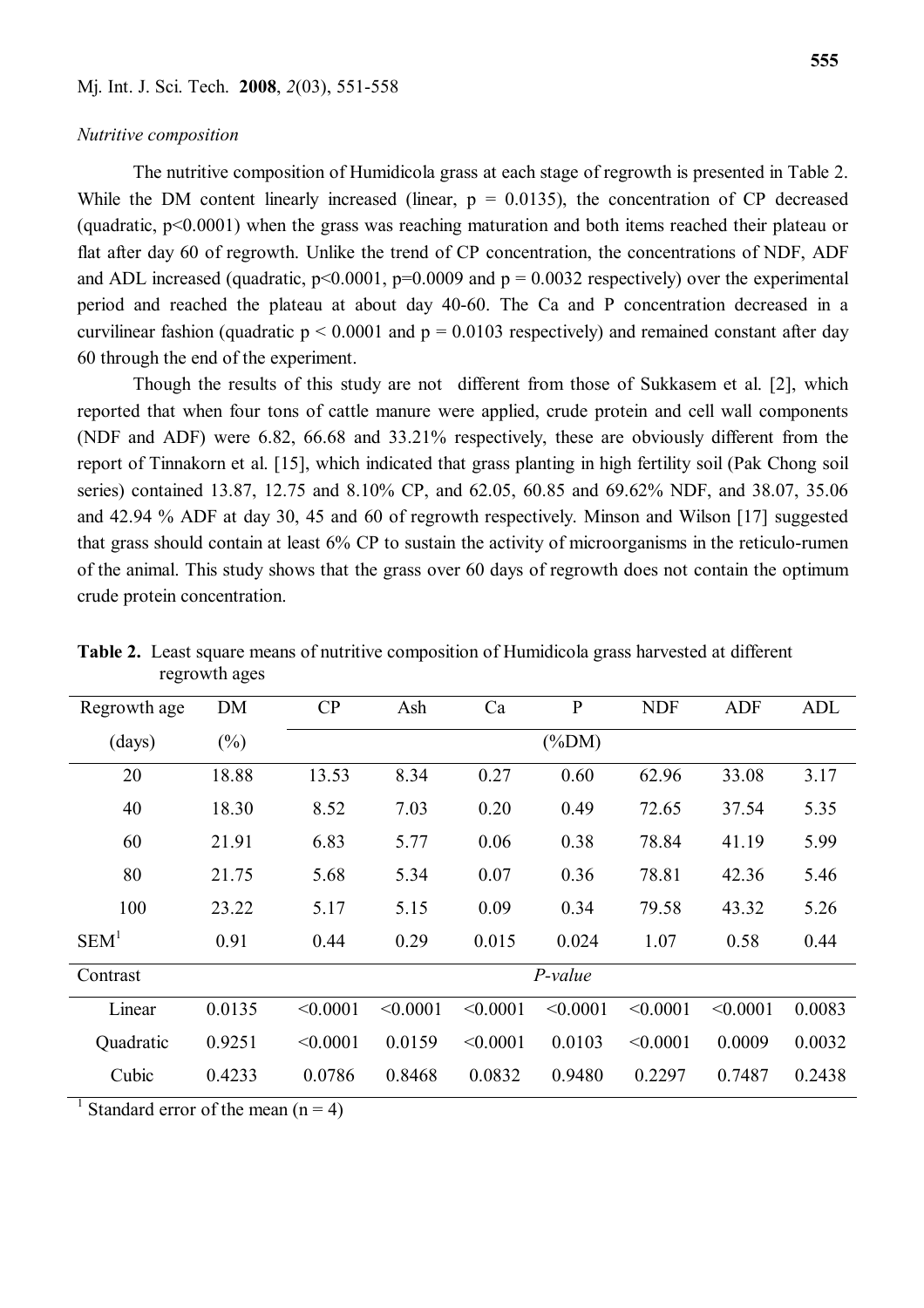*Nutritive composition*

The nutritive composition of Humidicola grass at each stage of regrowth is presented in Table 2. While the DM content linearly increased (linear, $p = 0.0135$), the concentration of CP decreased (quadratic, $p<0.0001$) when the grass was reaching maturation and both items reached their plateau or flat after day 60 of regrowth. Unlike the trend of CP concentration, the concentrations of NDF, ADF and ADL increased (quadratic, $p<0.0001$, $p=0.0009$ and $p = 0.0032$ respectively) over the experimental period and reached the plateau at about day 40-60. The Ca and P concentration decreased in a curvilinear fashion (quadratic $p < 0.0001$ and $p = 0.0103$ respectively) and remained constant after day 60 through the end of the experiment.

Though the results of this study are not different from those of Sukkasem et al. [2], which reported that when four tons of cattle manure were applied, crude protein and cell wall components (NDF and ADF) were 6.82, 66.68 and 33.21% respectively, these are obviously different from the report of Tinnakorn et al. [15], which indicated that grass planting in high fertility soil (Pak Chong soil series) contained 13.87, 12.75 and 8.10% CP, and 62.05, 60.85 and 69.62% NDF, and 38.07, 35.06 and 42.94 % ADF at day 30, 45 and 60 of regrowth respectively. Minson and Wilson [17] suggested that grass should contain at least 6% CP to sustain the activity of microorganisms in the reticulo-rumen of the animal. This study shows that the grass over 60 days of regrowth does not contain the optimum crude protein concentration.

**Table 2.** Least square means of nutritive composition of Humidicola grass harvested at different regrowth ages

| Regrowth age (days) | DM (%) | CP (%DM) | Ash (%DM) | Ca (%DM) | P (%DM) | NDF (%DM) | ADF (%DM) | ADL (%DM) |
|---|---|---|---|---|---|---|---|---|
| 20 | 18.88 | 13.53 | 8.34 | 0.27 | 0.60 | 62.96 | 33.08 | 3.17 |
| 40 | 18.30 | 8.52 | 7.03 | 0.20 | 0.49 | 72.65 | 37.54 | 5.35 |
| 60 | 21.91 | 6.83 | 5.77 | 0.06 | 0.38 | 78.84 | 41.19 | 5.99 |
| 80 | 21.75 | 5.68 | 5.34 | 0.07 | 0.36 | 78.81 | 42.36 | 5.46 |
| 100 | 23.22 | 5.17 | 5.15 | 0.09 | 0.34 | 79.58 | 43.32 | 5.26 |
| SEM[1] | 0.91 | 0.44 | 0.29 | 0.015 | 0.024 | 1.07 | 0.58 | 0.44 |
| **Contrast** | | | | *P-value* | | | | |
| Linear | 0.0135 | <0.0001 | <0.0001 | <0.0001 | <0.0001 | <0.0001 | <0.0001 | 0.0083 |
| Quadratic | 0.9251 | <0.0001 | 0.0159 | <0.0001 | 0.0103 | <0.0001 | 0.0009 | 0.0032 |
| Cubic | 0.4233 | 0.0786 | 0.8468 | 0.0832 | 0.9480 | 0.2297 | 0.7487 | 0.2438 |

[1] Standard error of the mean ($n = 4$)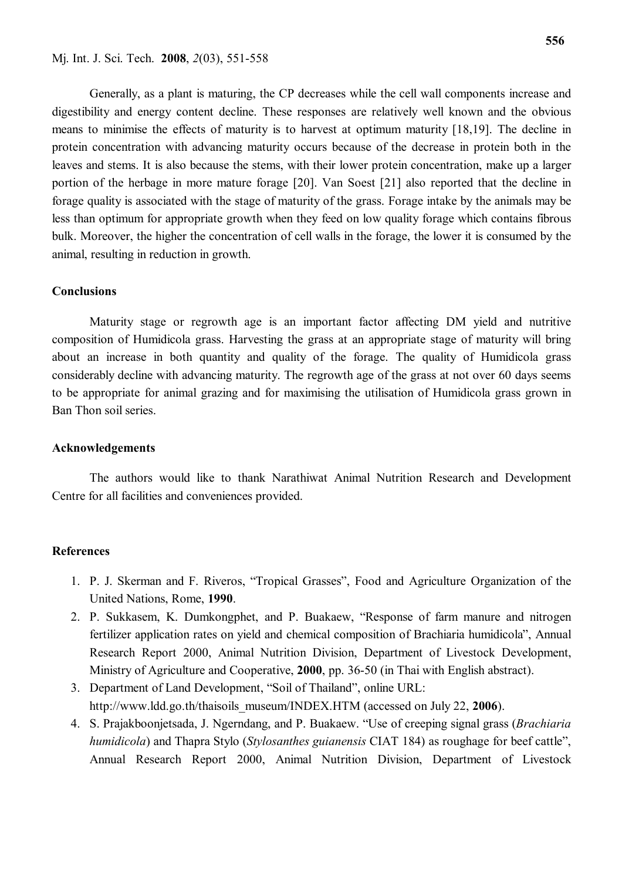Generally, as a plant is maturing, the CP decreases while the cell wall components increase and digestibility and energy content decline. These responses are relatively well known and the obvious means to minimise the effects of maturity is to harvest at optimum maturity [18,19]. The decline in protein concentration with advancing maturity occurs because of the decrease in protein both in the leaves and stems. It is also because the stems, with their lower protein concentration, make up a larger portion of the herbage in more mature forage [20]. Van Soest [21] also reported that the decline in forage quality is associated with the stage of maturity of the grass. Forage intake by the animals may be less than optimum for appropriate growth when they feed on low quality forage which contains fibrous bulk. Moreover, the higher the concentration of cell walls in the forage, the lower it is consumed by the animal, resulting in reduction in growth.

## Conclusions

Maturity stage or regrowth age is an important factor affecting DM yield and nutritive composition of Humidicola grass. Harvesting the grass at an appropriate stage of maturity will bring about an increase in both quantity and quality of the forage. The quality of Humidicola grass considerably decline with advancing maturity. The regrowth age of the grass at not over 60 days seems to be appropriate for animal grazing and for maximising the utilisation of Humidicola grass grown in Ban Thon soil series.

## Acknowledgements

The authors would like to thank Narathiwat Animal Nutrition Research and Development Centre for all facilities and conveniences provided.

## References

1. P. J. Skerman and F. Riveros, "Tropical Grasses", Food and Agriculture Organization of the United Nations, Rome, **1990**.
2. P. Sukkasem, K. Dumkongphet, and P. Buakaew, "Response of farm manure and nitrogen fertilizer application rates on yield and chemical composition of Brachiaria humidicola", Annual Research Report 2000, Animal Nutrition Division, Department of Livestock Development, Ministry of Agriculture and Cooperative, **2000**, pp. 36-50 (in Thai with English abstract).
3. Department of Land Development, "Soil of Thailand", online URL: http://www.ldd.go.th/thaisoils_museum/INDEX.HTM (accessed on July 22, **2006**).
4. S. Prajakboonjetsada, J. Ngerndang, and P. Buakaew. "Use of creeping signal grass (*Brachiaria humidicola*) and Thapra Stylo (*Stylosanthes guianensis* CIAT 184) as roughage for beef cattle", Annual Research Report 2000, Animal Nutrition Division, Department of Livestock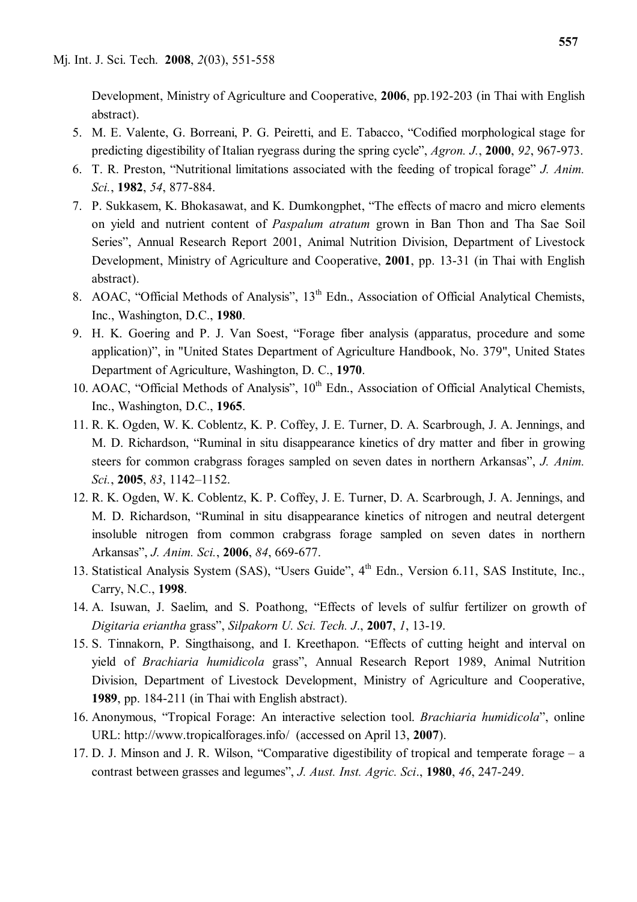Development, Ministry of Agriculture and Cooperative, **2006**, pp.192-203 (in Thai with English abstract).

5. M. E. Valente, G. Borreani, P. G. Peiretti, and E. Tabacco, "Codified morphological stage for predicting digestibility of Italian ryegrass during the spring cycle", *Agron. J.*, **2000**, *92*, 967-973.
6. T. R. Preston, "Nutritional limitations associated with the feeding of tropical forage" *J. Anim. Sci.*, **1982**, *54*, 877-884.
7. P. Sukkasem, K. Bhokasawat, and K. Dumkongphet, "The effects of macro and micro elements on yield and nutrient content of *Paspalum atratum* grown in Ban Thon and Tha Sae Soil Series", Annual Research Report 2001, Animal Nutrition Division, Department of Livestock Development, Ministry of Agriculture and Cooperative, **2001**, pp. 13-31 (in Thai with English abstract).
8. AOAC, "Official Methods of Analysis", 13th Edn., Association of Official Analytical Chemists, Inc., Washington, D.C., **1980**.
9. H. K. Goering and P. J. Van Soest, "Forage fiber analysis (apparatus, procedure and some application)", in "United States Department of Agriculture Handbook, No. 379", United States Department of Agriculture, Washington, D. C., **1970**.
10. AOAC, "Official Methods of Analysis", 10th Edn., Association of Official Analytical Chemists, Inc., Washington, D.C., **1965**.
11. R. K. Ogden, W. K. Coblentz, K. P. Coffey, J. E. Turner, D. A. Scarbrough, J. A. Jennings, and M. D. Richardson, "Ruminal in situ disappearance kinetics of dry matter and fiber in growing steers for common crabgrass forages sampled on seven dates in northern Arkansas", *J. Anim. Sci.*, **2005**, *83*, 1142–1152.
12. R. K. Ogden, W. K. Coblentz, K. P. Coffey, J. E. Turner, D. A. Scarbrough, J. A. Jennings, and M. D. Richardson, "Ruminal in situ disappearance kinetics of nitrogen and neutral detergent insoluble nitrogen from common crabgrass forage sampled on seven dates in northern Arkansas", *J. Anim. Sci.*, **2006**, *84*, 669-677.
13. Statistical Analysis System (SAS), "Users Guide", 4th Edn., Version 6.11, SAS Institute, Inc., Carry, N.C., **1998**.
14. A. Isuwan, J. Saelim, and S. Poathong, "Effects of levels of sulfur fertilizer on growth of *Digitaria eriantha* grass", *Silpakorn U. Sci. Tech. J*., **2007**, *1*, 13-19.
15. S. Tinnakorn, P. Singthaisong, and I. Kreethapon. "Effects of cutting height and interval on yield of *Brachiaria humidicola* grass", Annual Research Report 1989, Animal Nutrition Division, Department of Livestock Development, Ministry of Agriculture and Cooperative, **1989**, pp. 184-211 (in Thai with English abstract).
16. Anonymous, "Tropical Forage: An interactive selection tool. *Brachiaria humidicola*", online URL: http://www.tropicalforages.info/ (accessed on April 13, **2007**).
17. D. J. Minson and J. R. Wilson, "Comparative digestibility of tropical and temperate forage – a contrast between grasses and legumes", *J. Aust. Inst. Agric. Sci*., **1980**, *46*, 247-249.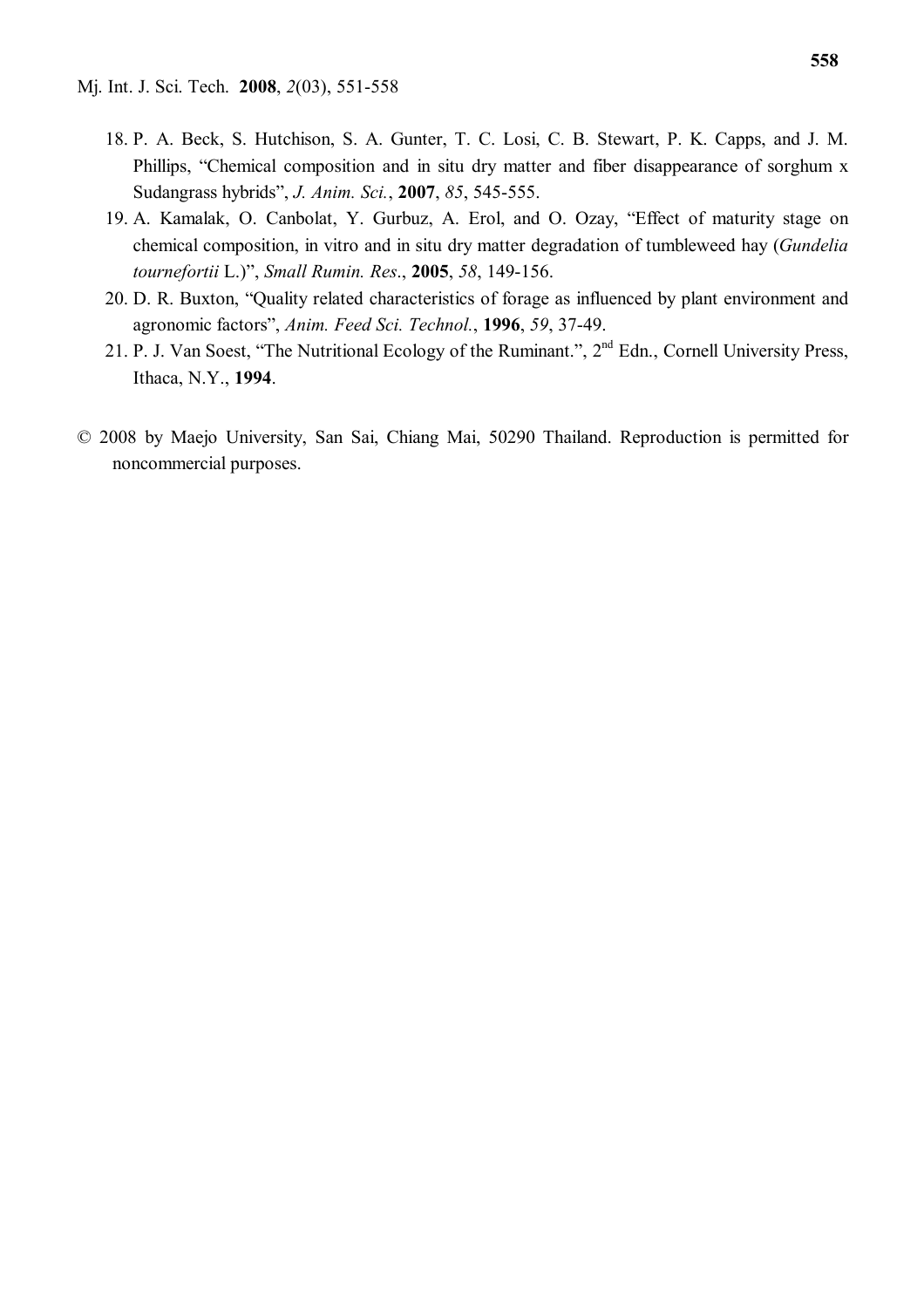18. P. A. Beck, S. Hutchison, S. A. Gunter, T. C. Losi, C. B. Stewart, P. K. Capps, and J. M. Phillips, "Chemical composition and in situ dry matter and fiber disappearance of sorghum x Sudangrass hybrids", *J. Anim. Sci.*, **2007**, *85*, 545-555.
19. A. Kamalak, O. Canbolat, Y. Gurbuz, A. Erol, and O. Ozay, "Effect of maturity stage on chemical composition, in vitro and in situ dry matter degradation of tumbleweed hay (*Gundelia tournefortii* L.)", *Small Rumin. Res*., **2005**, *58*, 149-156.
20. D. R. Buxton, "Quality related characteristics of forage as influenced by plant environment and agronomic factors", *Anim. Feed Sci. Technol.*, **1996**, *59*, 37-49.
21. P. J. Van Soest, "The Nutritional Ecology of the Ruminant.", 2nd Edn., Cornell University Press, Ithaca, N.Y., **1994**.

© 2008 by Maejo University, San Sai, Chiang Mai, 50290 Thailand. Reproduction is permitted for noncommercial purposes.